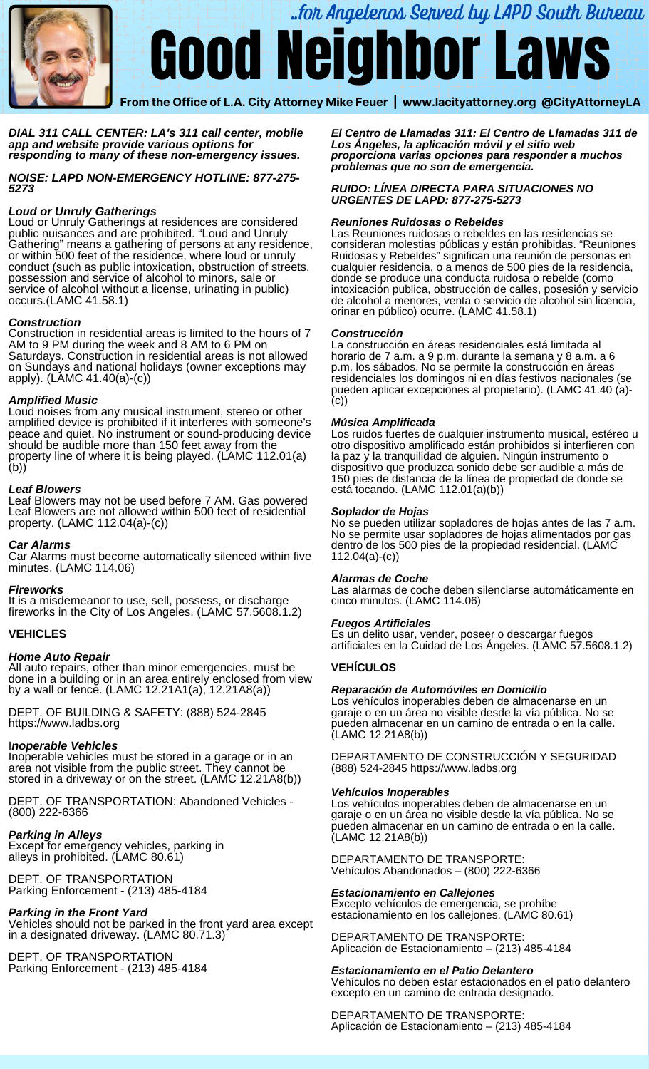..for Angelenos Served by LAPD South Bureau

# Good Neighbor Laws

**From the Office of L.A. City Attorney Mike Feuer | www.lacityattorney.org @CityAttorneyLA**

***DIAL 311 CALL CENTER: LA's 311 call center, mobile app and website provide various options for responding to many of these non-emergency issues.***

***NOISE: LAPD NON-EMERGENCY HOTLINE: 877-275-5273***

***Loud or Unruly Gatherings***
Loud or Unruly Gatherings at residences are considered public nuisances and are prohibited. "Loud and Unruly Gathering" means a gathering of persons at any residence, or within 500 feet of the residence, where loud or unruly conduct (such as public intoxication, obstruction of streets, possession and service of alcohol to minors, sale or service of alcohol without a license, urinating in public) occurs.(LAMC 41.58.1)

***Construction***
Construction in residential areas is limited to the hours of 7 AM to 9 PM during the week and 8 AM to 6 PM on Saturdays. Construction in residential areas is not allowed on Sundays and national holidays (owner exceptions may apply). (LAMC 41.40(a)-(c))

***Amplified Music***
Loud noises from any musical instrument, stereo or other amplified device is prohibited if it interferes with someone's peace and quiet. No instrument or sound-producing device should be audible more than 150 feet away from the property line of where it is being played. (LAMC 112.01(a)(b))

***Leaf Blowers***
Leaf Blowers may not be used before 7 AM. Gas powered Leaf Blowers are not allowed within 500 feet of residential property. (LAMC 112.04(a)-(c))

***Car Alarms***
Car Alarms must become automatically silenced within five minutes. (LAMC 114.06)

***Fireworks***
It is a misdemeanor to use, sell, possess, or discharge fireworks in the City of Los Angeles. (LAMC 57.5608.1.2)

**VEHICLES**

***Home Auto Repair***
All auto repairs, other than minor emergencies, must be done in a building or in an area entirely enclosed from view by a wall or fence. (LAMC 12.21A1(a), 12.21A8(a))

DEPT. OF BUILDING & SAFETY: (888) 524-2845 https://www.ladbs.org

***Inoperable Vehicles***
Inoperable vehicles must be stored in a garage or in an area not visible from the public street. They cannot be stored in a driveway or on the street. (LAMC 12.21A8(b))

DEPT. OF TRANSPORTATION: Abandoned Vehicles - (800) 222-6366

***Parking in Alleys***
Except for emergency vehicles, parking in alleys in prohibited. (LAMC 80.61)

DEPT. OF TRANSPORTATION
Parking Enforcement - (213) 485-4184

***Parking in the Front Yard***
Vehicles should not be parked in the front yard area except in a designated driveway. (LAMC 80.71.3)

DEPT. OF TRANSPORTATION
Parking Enforcement - (213) 485-4184

***El Centro de Llamadas 311: El Centro de Llamadas 311 de Los Ángeles, la aplicación móvil y el sitio web proporciona varias opciones para responder a muchos problemas que no son de emergencia.***

***RUIDO: LÍNEA DIRECTA PARA SITUACIONES NO URGENTES DE LAPD: 877-275-5273***

***Reuniones Ruidosas o Rebeldes***
Las Reuniones ruidosas o rebeldes en las residencias se consideran molestias públicas y están prohibidas. "Reuniones Ruidosas y Rebeldes" significan una reunión de personas en cualquier residencia, o a menos de 500 pies de la residencia, donde se produce una conducta ruidosa o rebelde (como intoxicación publica, obstrucción de calles, posesión y servicio de alcohol a menores, venta o servicio de alcohol sin licencia, orinar en público) ocurre. (LAMC 41.58.1)

***Construcción***
La construcción en áreas residenciales está limitada al horario de 7 a.m. a 9 p.m. durante la semana y 8 a.m. a 6 p.m. los sábados. No se permite la construcción en áreas residenciales los domingos ni en días festivos nacionales (se pueden aplicar excepciones al propietario). (LAMC 41.40 (a)-(c))

***Música Amplificada***
Los ruidos fuertes de cualquier instrumento musical, estéreo u otro dispositivo amplificado están prohibidos si interfieren con la paz y la tranquilidad de alguien. Ningún instrumento o dispositivo que produzca sonido debe ser audible a más de 150 pies de distancia de la línea de propiedad de donde se está tocando. (LAMC 112.01(a)(b))

***Soplador de Hojas***
No se pueden utilizar sopladores de hojas antes de las 7 a.m. No se permite usar sopladores de hojas alimentados por gas dentro de los 500 pies de la propiedad residencial. (LAMC 112.04(a)-(c))

***Alarmas de Coche***
Las alarmas de coche deben silenciarse automáticamente en cinco minutos. (LAMC 114.06)

***Fuegos Artificiales***
Es un delito usar, vender, poseer o descargar fuegos artificiales en la Cuidad de Los Ángeles. (LAMC 57.5608.1.2)

**VEHÍCULOS**

***Reparación de Automóviles en Domicilio***
Los vehículos inoperables deben de almacenarse en un garaje o en un área no visible desde la vía pública. No se pueden almacenar en un camino de entrada o en la calle. (LAMC 12.21A8(b))

DEPARTAMENTO DE CONSTRUCCIÓN Y SEGURIDAD (888) 524-2845 https://www.ladbs.org

***Vehículos Inoperables***
Los vehículos inoperables deben de almacenarse en un garaje o en un área no visible desde la vía pública. No se pueden almacenar en un camino de entrada o en la calle. (LAMC 12.21A8(b))

DEPARTAMENTO DE TRANSPORTE:
Vehículos Abandonados – (800) 222-6366

***Estacionamiento en Callejones***
Excepto vehículos de emergencia, se prohíbe estacionamiento en los callejones. (LAMC 80.61)

DEPARTAMENTO DE TRANSPORTE:
Aplicación de Estacionamiento – (213) 485-4184

***Estacionamiento en el Patio Delantero***
Vehículos no deben estar estacionados en el patio delantero excepto en un camino de entrada designado.

DEPARTAMENTO DE TRANSPORTE:
Aplicación de Estacionamiento – (213) 485-4184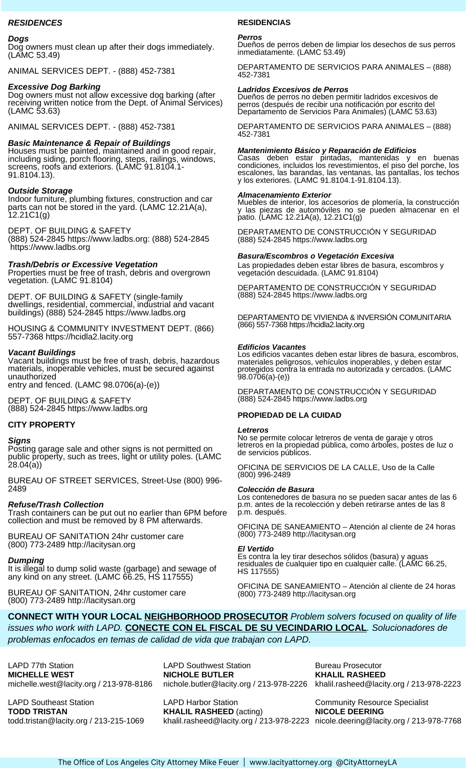### *RESIDENCES*

***Dogs***
Dog owners must clean up after their dogs immediately. (LAMC 53.49)

ANIMAL SERVICES DEPT. - (888) 452-7381

***Excessive Dog Barking***
Dog owners must not allow excessive dog barking (after receiving written notice from the Dept. of Animal Services) (LAMC 53.63)

ANIMAL SERVICES DEPT. - (888) 452-7381

***Basic Maintenance & Repair of Buildings***
Houses must be painted, maintained and in good repair, including siding, porch flooring, steps, railings, windows, screens, roofs and exteriors. (LAMC 91.8104.1-91.8104.13).

***Outside Storage***
Indoor furniture, plumbing fixtures, construction and car parts can not be stored in the yard. (LAMC 12.21A(a), 12.21C1(g)

DEPT. OF BUILDING & SAFETY
(888) 524-2845 https://www.ladbs.org: (888) 524-2845 https://www.ladbs.org

***Trash/Debris or Excessive Vegetation***
Properties must be free of trash, debris and overgrown vegetation. (LAMC 91.8104)

DEPT. OF BUILDING & SAFETY (single-family dwellings, residential, commercial, industrial and vacant buildings) (888) 524-2845 https://www.ladbs.org

HOUSING & COMMUNITY INVESTMENT DEPT. (866) 557-7368 https://hcidla2.lacity.org

***Vacant Buildings***
Vacant buildings must be free of trash, debris, hazardous materials, inoperable vehicles, must be secured against unauthorized
entry and fenced. (LAMC 98.0706(a)-(e))

DEPT. OF BUILDING & SAFETY
(888) 524-2845 https://www.ladbs.org

### CITY PROPERTY

***Signs***
Posting garage sale and other signs is not permitted on public property, such as trees, light or utility poles. (LAMC 28.04(a))

BUREAU OF STREET SERVICES, Street-Use (800) 996-2489

***Refuse/Trash Collection***
Trash containers can be put out no earlier than 6PM before collection and must be removed by 8 PM afterwards.

BUREAU OF SANITATION 24hr customer care
(800) 773-2489 http://lacitysan.org

***Dumping***
It is illegal to dump solid waste (garbage) and sewage of any kind on any street. (LAMC 66.25, HS 117555)

BUREAU OF SANITATION, 24hr customer care
(800) 773-2489 http://lacitysan.org

### RESIDENCIAS

***Perros***
Dueños de perros deben de limpiar los desechos de sus perros inmediatamente. (LAMC 53.49)

DEPARTAMENTO DE SERVICIOS PARA ANIMALES – (888) 452-7381

***Ladridos Excesivos de Perros***
Dueños de perros no deben permitir ladridos excesivos de perros (después de recibir una notificación por escrito del Departamento de Servicios Para Animales) (LAMC 53.63)

DEPARTAMENTO DE SERVICIOS PARA ANIMALES – (888) 452-7381

***Mantenimiento Básico y Reparación de Edificios***
Casas deben estar pintadas, mantenidas y en buenas condiciones, incluidos los revestimientos, el piso del porche, los escalones, las barandas, las ventanas, las pantallas, los techos y los exteriores. (LAMC 91.8104.1-91.8104.13).

***Almacenamiento Exterior***
Muebles de interior, los accesorios de plomería, la construcción y las piezas de automóviles no se pueden almacenar en el patio. (LAMC 12.21A(a), 12.21C1(g)

DEPARTAMENTO DE CONSTRUCCIÓN Y SEGURIDAD
(888) 524-2845 https://www.ladbs.org

***Basura/Escombros o Vegetación Excesiva***
Las propiedades deben estar libres de basura, escombros y vegetación descuidada. (LAMC 91.8104)

DEPARTAMENTO DE CONSTRUCCIÓN Y SEGURIDAD
(888) 524-2845 https://www.ladbs.org

DEPARTAMENTO DE VIVIENDA & INVERSIÓN COMUNITARIA
(866) 557-7368 https://hcidla2.lacity.org

***Edificios Vacantes***
Los edificios vacantes deben estar libres de basura, escombros, materiales peligrosos, vehículos inoperables, y deben estar protegidos contra la entrada no autorizada y cercados. (LAMC 98.0706(a)-(e))

DEPARTAMENTO DE CONSTRUCCIÓN Y SEGURIDAD
(888) 524-2845 https://www.ladbs.org

### PROPIEDAD DE LA CUIDAD

***Letreros***
No se permite colocar letreros de venta de garaje y otros letreros en la propiedad pública, como árboles, postes de luz o de servicios públicos.

OFICINA DE SERVICIOS DE LA CALLE, Uso de la Calle
(800) 996-2489

***Colección de Basura***
Los contenedores de basura no se pueden sacar antes de las 6 p.m. antes de la recolección y deben retirarse antes de las 8 p.m. después.

OFICINA DE SANEAMIENTO – Atención al cliente de 24 horas
(800) 773-2489 http://lacitysan.org

***El Vertido***
Es contra la ley tirar desechos sólidos (basura) y aguas residuales de cualquier tipo en cualquier calle. (LAMC 66.25, HS 117555)

OFICINA DE SANEAMIENTO – Atención al cliente de 24 horas
(800) 773-2489 http://lacitysan.org

**CONNECT WITH YOUR LOCAL NEIGHBORHOOD PROSECUTOR** *Problem solvers focused on quality of life issues who work with LAPD.* **CONECTE CON EL FISCAL DE SU VECINDARIO LOCAL**. *Solucionadores de problemas enfocados en temas de calidad de vida que trabajan con LAPD.*

LAPD 77th Station
**MICHELLE WEST**
michelle.west@lacity.org / 213-978-8186

LAPD Southeast Station
**TODD TRISTAN**
todd.tristan@lacity.org / 213-215-1069

LAPD Southwest Station
**NICHOLE BUTLER**
nichole.butler@lacity.org / 213-978-2226

LAPD Harbor Station
**KHALIL RASHEED** (acting)
khalil.rasheed@lacity.org / 213-978-2223

Bureau Prosecutor
**KHALIL RASHEED**
khalil.rasheed@lacity.org / 213-978-2223

Community Resource Specialist
**NICOLE DEERING**
nicole.deering@lacity.org / 213-978-7768

The Office of Los Angeles City Attorney Mike Feuer | www.lacityattorney.org @CityAttorneyLA